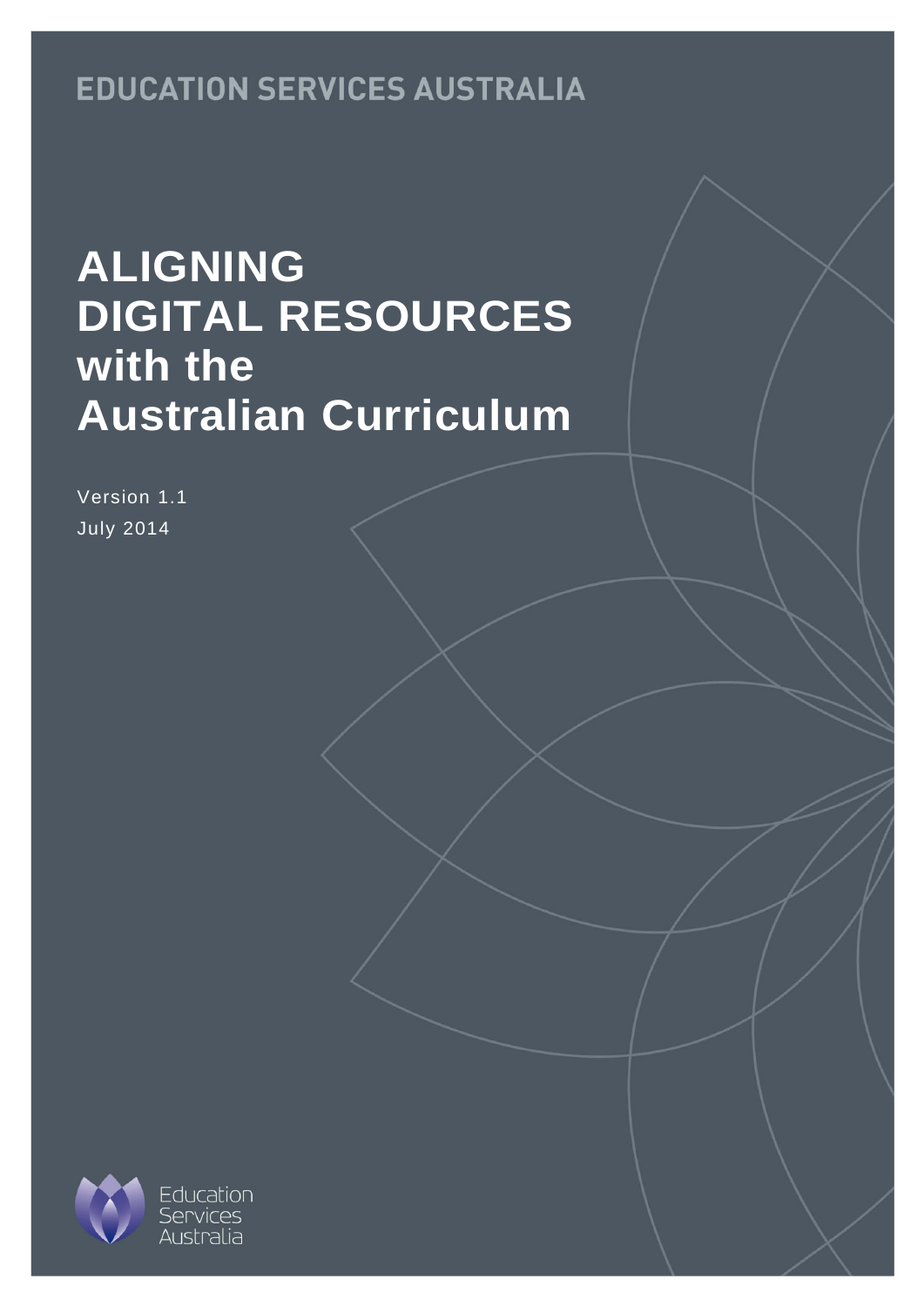EDUCATION SERVICES AUSTRALIA

# ALIGNING DIGITAL RESOURCES with the Australian Curriculum

Version 1.1

July 2014

Education Services Australia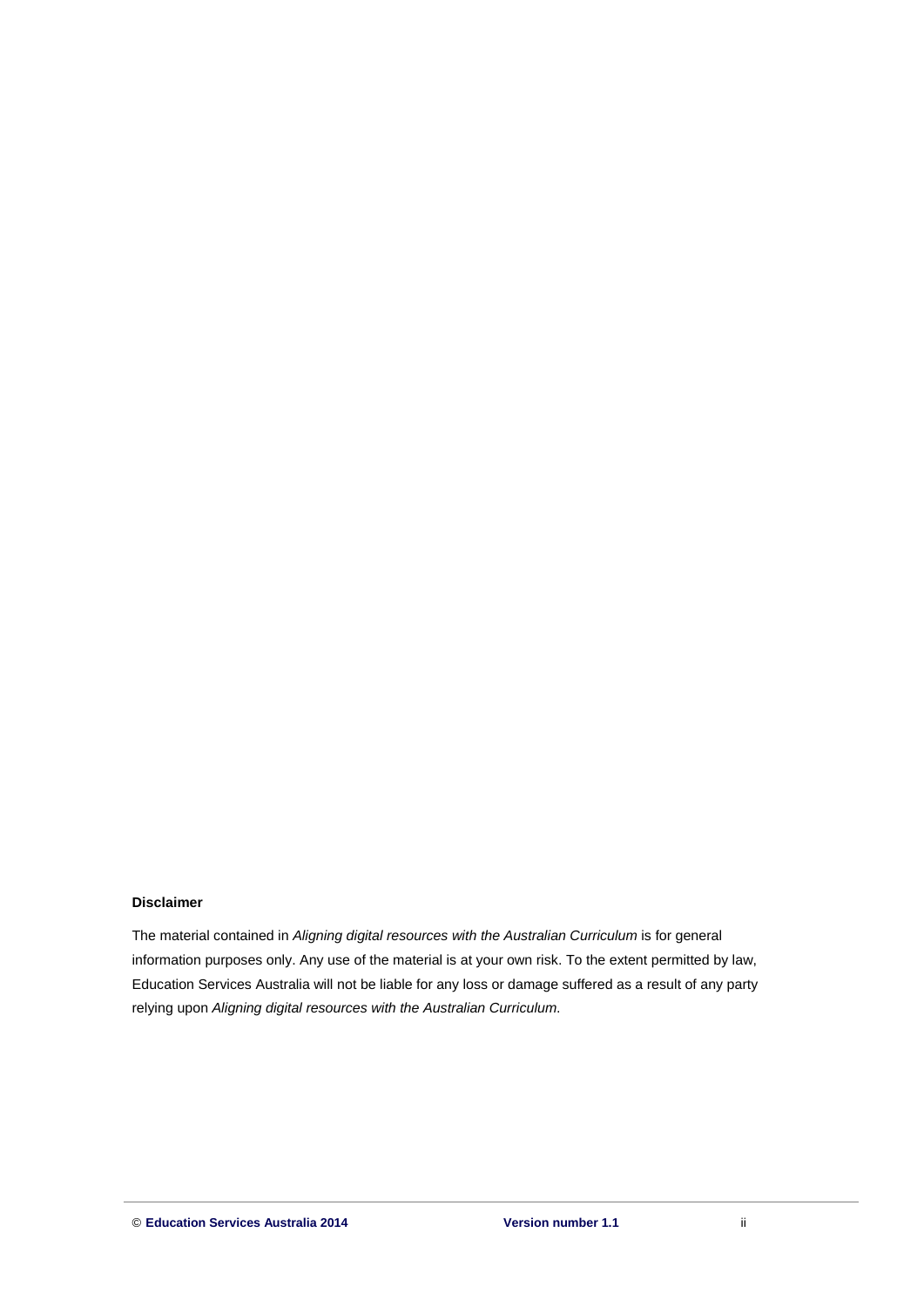**Disclaimer**

The material contained in *Aligning digital resources with the Australian Curriculum* is for general information purposes only. Any use of the material is at your own risk. To the extent permitted by law, Education Services Australia will not be liable for any loss or damage suffered as a result of any party relying upon *Aligning digital resources with the Australian Curriculum*.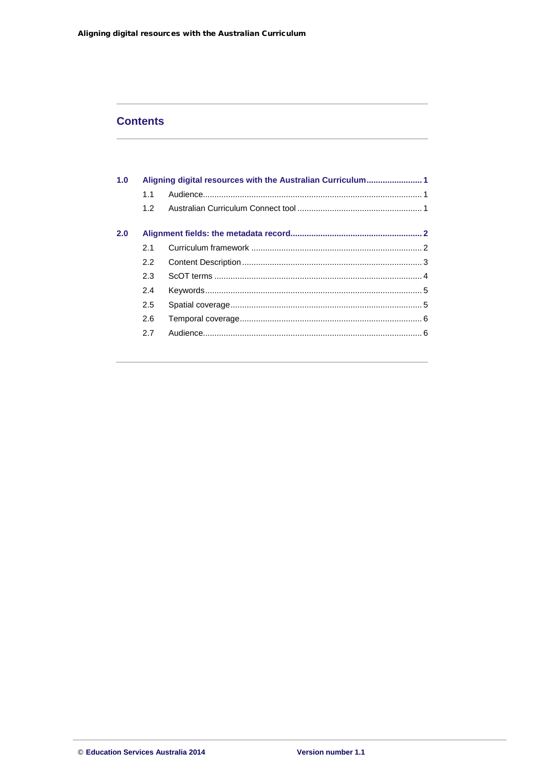## Contents

| | | | |
|---|---|---|---|
| **1.0** | **Aligning digital resources with the Australian Curriculum** | | **1** |
| | 1.1 | Audience | 1 |
| | 1.2 | Australian Curriculum Connect tool | 1 |
| **2.0** | **Alignment fields: the metadata record** | | **2** |
| | 2.1 | Curriculum framework | 2 |
| | 2.2 | Content Description | 3 |
| | 2.3 | ScOT terms | 4 |
| | 2.4 | Keywords | 5 |
| | 2.5 | Spatial coverage | 5 |
| | 2.6 | Temporal coverage | 6 |
| | 2.7 | Audience | 6 |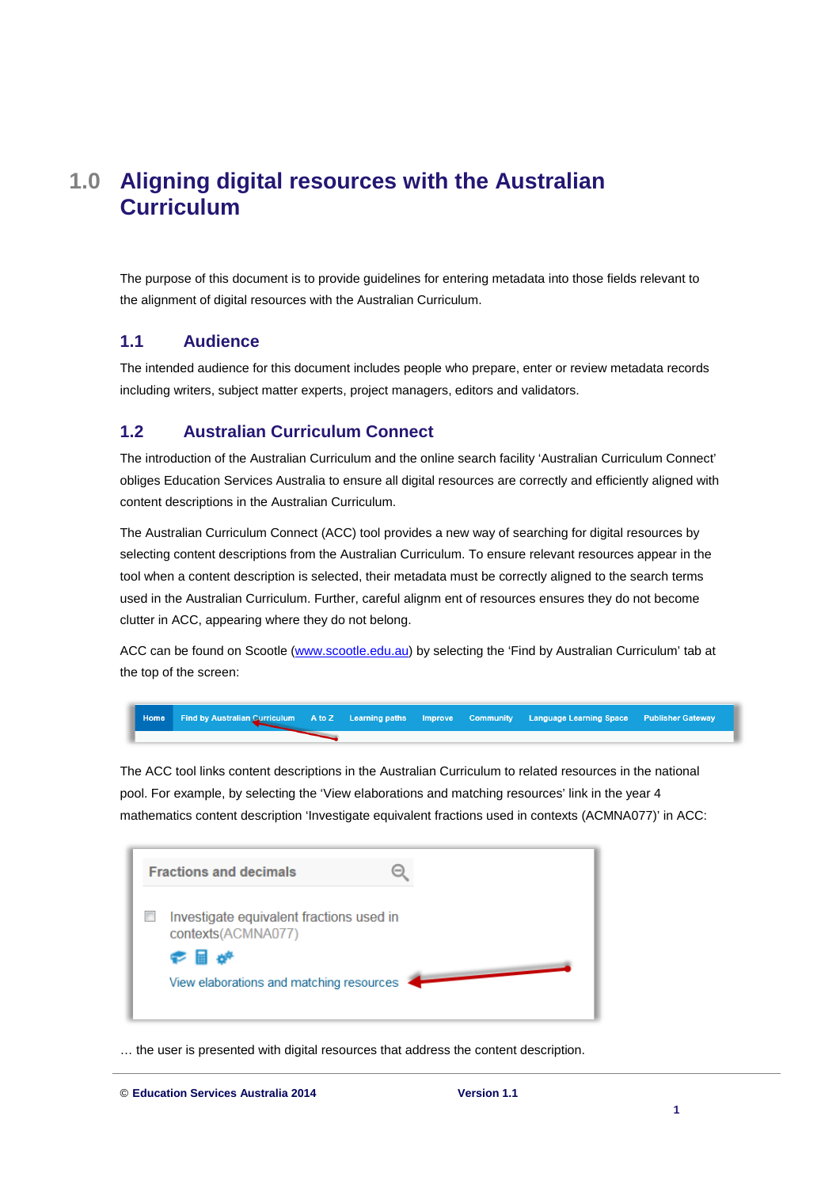# 1.0 Aligning digital resources with the Australian Curriculum

The purpose of this document is to provide guidelines for entering metadata into those fields relevant to the alignment of digital resources with the Australian Curriculum.

## 1.1 Audience

The intended audience for this document includes people who prepare, enter or review metadata records including writers, subject matter experts, project managers, editors and validators.

## 1.2 Australian Curriculum Connect

The introduction of the Australian Curriculum and the online search facility 'Australian Curriculum Connect' obliges Education Services Australia to ensure all digital resources are correctly and efficiently aligned with content descriptions in the Australian Curriculum.

The Australian Curriculum Connect (ACC) tool provides a new way of searching for digital resources by selecting content descriptions from the Australian Curriculum. To ensure relevant resources appear in the tool when a content description is selected, their metadata must be correctly aligned to the search terms used in the Australian Curriculum. Further, careful alignm ent of resources ensures they do not become clutter in ACC, appearing where they do not belong.

ACC can be found on Scootle (www.scootle.edu.au) by selecting the 'Find by Australian Curriculum' tab at the top of the screen:

Home | Find by Australian Curriculum | A to Z | Learning paths | Improve | Community | Language Learning Space | Publisher Gateway

The ACC tool links content descriptions in the Australian Curriculum to related resources in the national pool. For example, by selecting the 'View elaborations and matching resources' link in the year 4 mathematics content description 'Investigate equivalent fractions used in contexts (ACMNA077)' in ACC:

Fractions and decimals

Investigate equivalent fractions used in contexts(ACMNA077)

View elaborations and matching resources

… the user is presented with digital resources that address the content description.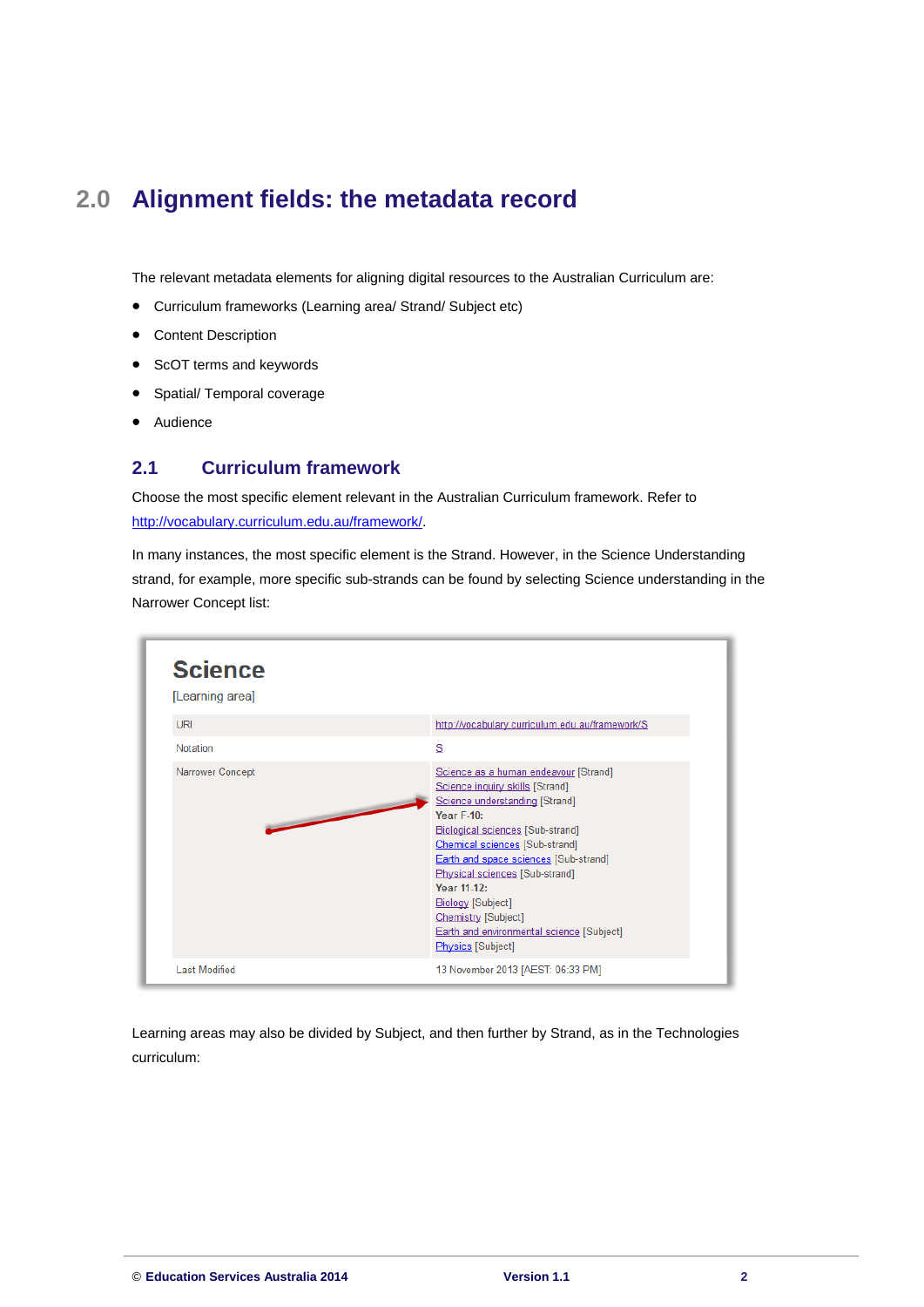# 2.0 Alignment fields: the metadata record

The relevant metadata elements for aligning digital resources to the Australian Curriculum are:

- Curriculum frameworks (Learning area/ Strand/ Subject etc)
- Content Description
- ScOT terms and keywords
- Spatial/ Temporal coverage
- Audience

## 2.1 Curriculum framework

Choose the most specific element relevant in the Australian Curriculum framework. Refer to http://vocabulary.curriculum.edu.au/framework/.

In many instances, the most specific element is the Strand. However, in the Science Understanding strand, for example, more specific sub-strands can be found by selecting Science understanding in the Narrower Concept list:

**Science**

[Learning area]

| | |
|---|---|
| URI | http://vocabulary.curriculum.edu.au/framework/S |
| Notation | S |
| Narrower Concept | Science as a human endeavour [Strand]<br>Science inquiry skills [Strand]<br>Science understanding [Strand]<br>**Year F-10:**<br>Biological sciences [Sub-strand]<br>Chemical sciences [Sub-strand]<br>Earth and space sciences [Sub-strand]<br>Physical sciences [Sub-strand]<br>**Year 11-12:**<br>Biology [Subject]<br>Chemistry [Subject]<br>Earth and environmental science [Subject]<br>Physics [Subject] |
| Last Modified | 13 November 2013 [AEST: 06:33 PM] |

Learning areas may also be divided by Subject, and then further by Strand, as in the Technologies curriculum: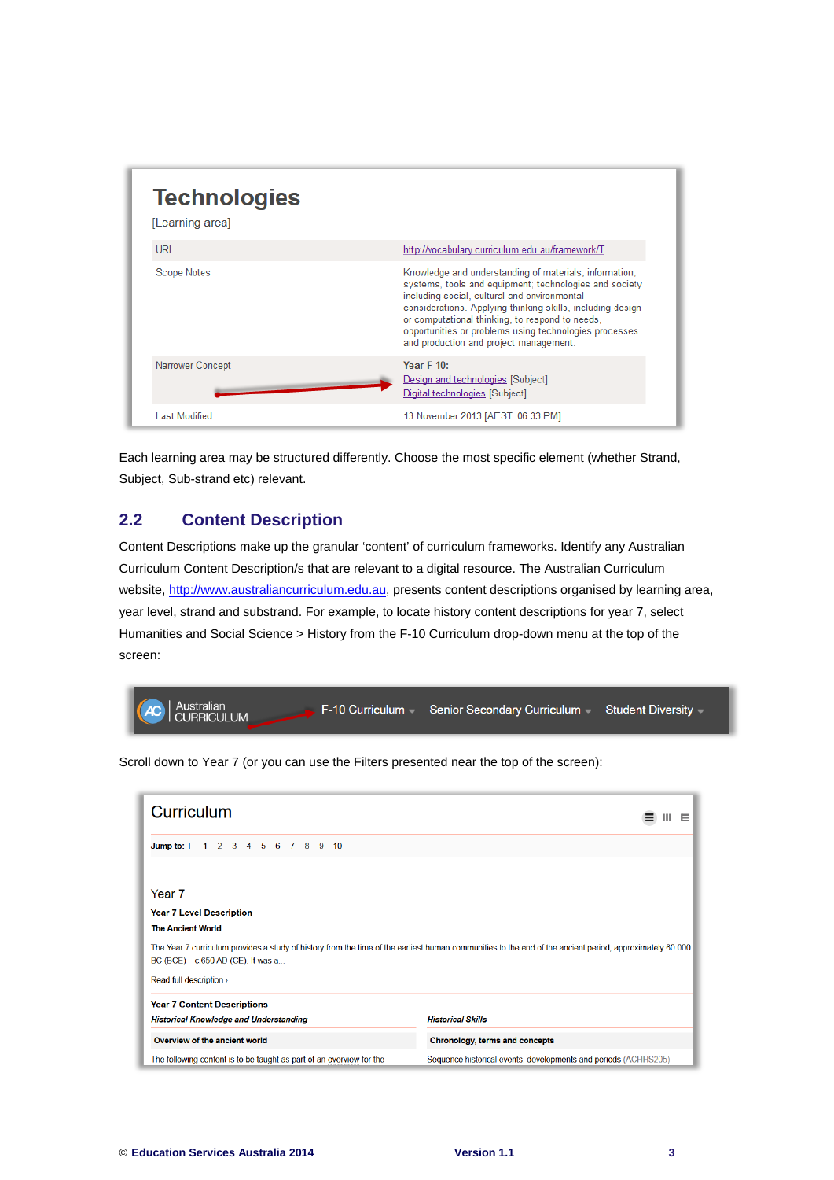# Technologies

[Learning area]

| | |
|---|---|
| URI | http://vocabulary.curriculum.edu.au/framework/T |
| Scope Notes | Knowledge and understanding of materials, information, systems, tools and equipment; technologies and society including social, cultural and environmental considerations. Applying thinking skills, including design or computational thinking, to respond to needs, opportunities or problems using technologies processes and production and project management. |
| Narrower Concept | **Year F-10:** Design and technologies [Subject] Digital technologies [Subject] |
| Last Modified | 13 November 2013 [AEST. 06:33 PM] |

Each learning area may be structured differently. Choose the most specific element (whether Strand, Subject, Sub-strand etc) relevant.

## 2.2 Content Description

Content Descriptions make up the granular 'content' of curriculum frameworks. Identify any Australian Curriculum Content Description/s that are relevant to a digital resource. The Australian Curriculum website, http://www.australiancurriculum.edu.au, presents content descriptions organised by learning area, year level, strand and substrand. For example, to locate history content descriptions for year 7, select Humanities and Social Science > History from the F-10 Curriculum drop-down menu at the top of the screen:

AC Australian CURRICULUM — F-10 Curriculum — Senior Secondary Curriculum — Student Diversity

Scroll down to Year 7 (or you can use the Filters presented near the top of the screen):

Curriculum

**Jump to:** F 1 2 3 4 5 6 7 8 9 10

Year 7

**Year 7 Level Description**

**The Ancient World**

The Year 7 curriculum provides a study of history from the time of the earliest human communities to the end of the ancient period, approximately 60 000 BC (BCE) – c.650 AD (CE). It was a...

Read full description ›

**Year 7 Content Descriptions**

| *Historical Knowledge and Understanding* | *Historical Skills* |
|---|---|
| **Overview of the ancient world** | **Chronology, terms and concepts** |
| The following content is to be taught as part of an overview for the | Sequence historical events, developments and periods (ACHHS205) |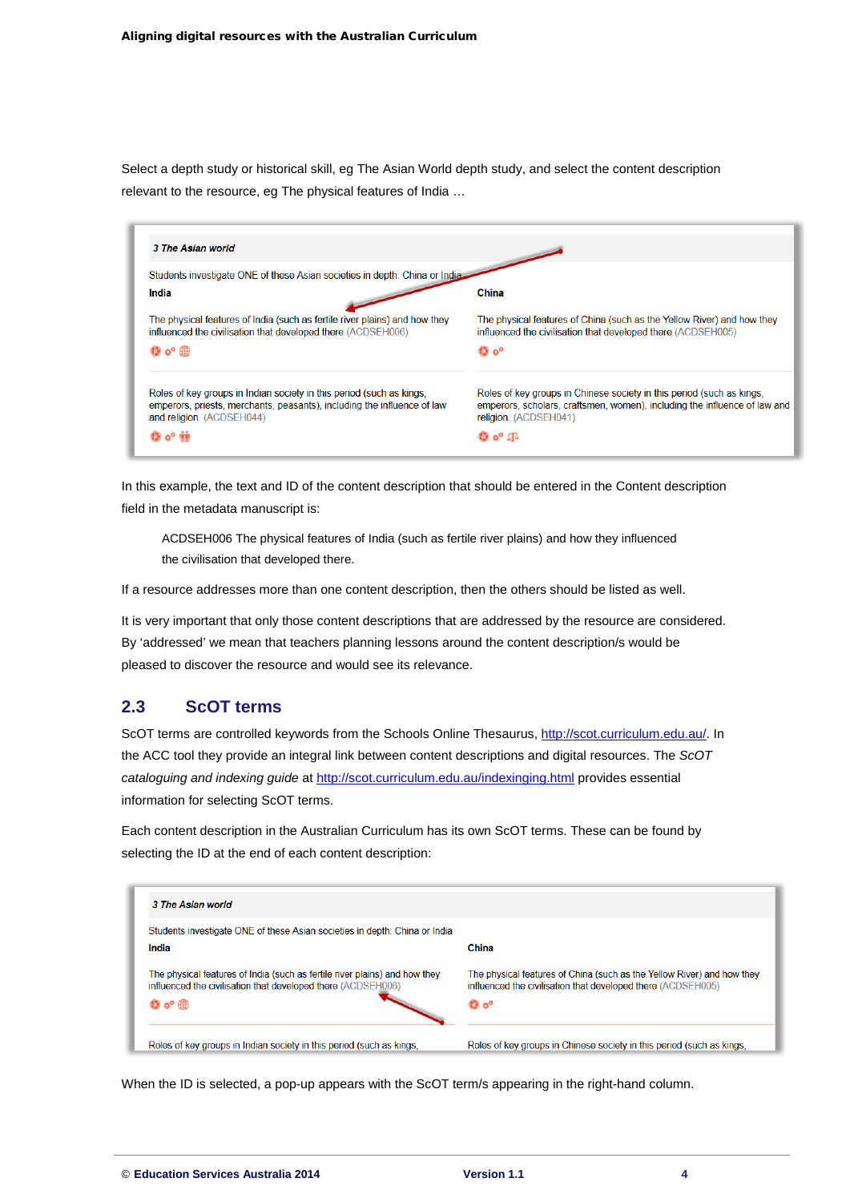Select a depth study or historical skill, eg The Asian World depth study, and select the content description relevant to the resource, eg The physical features of India …

*3 The Asian world*

Students investigate ONE of these Asian societies in depth: China or India

| India | China |
|---|---|
| The physical features of India (such as fertile river plains) and how they influenced the civilisation that developed there (ACDSEH006) | The physical features of China (such as the Yellow River) and how they influenced the civilisation that developed there (ACDSEH005) |
| Roles of key groups in Indian society in this period (such as kings, emperors, priests, merchants, peasants), including the influence of law and religion. (ACDSEH044) | Roles of key groups in Chinese society in this period (such as kings, emperors, scholars, craftsmen, women), including the influence of law and religion. (ACDSEH041) |

In this example, the text and ID of the content description that should be entered in the Content description field in the metadata manuscript is:

> ACDSEH006 The physical features of India (such as fertile river plains) and how they influenced the civilisation that developed there.

If a resource addresses more than one content description, then the others should be listed as well.

It is very important that only those content descriptions that are addressed by the resource are considered. By 'addressed' we mean that teachers planning lessons around the content description/s would be pleased to discover the resource and would see its relevance.

## 2.3 ScOT terms

ScOT terms are controlled keywords from the Schools Online Thesaurus, http://scot.curriculum.edu.au/. In the ACC tool they provide an integral link between content descriptions and digital resources. The *ScOT cataloguing and indexing guide* at http://scot.curriculum.edu.au/indexinging.html provides essential information for selecting ScOT terms.

Each content description in the Australian Curriculum has its own ScOT terms. These can be found by selecting the ID at the end of each content description:

*3 The Asian world*

Students investigate ONE of these Asian societies in depth: China or India

| India | China |
|---|---|
| The physical features of India (such as fertile river plains) and how they influenced the civilisation that developed there (ACDSEH006) | The physical features of China (such as the Yellow River) and how they influenced the civilisation that developed there (ACDSEH005) |
| Roles of key groups in Indian society in this period (such as kings, | Roles of key groups in Chinese society in this period (such as kings, |

When the ID is selected, a pop-up appears with the ScOT term/s appearing in the right-hand column.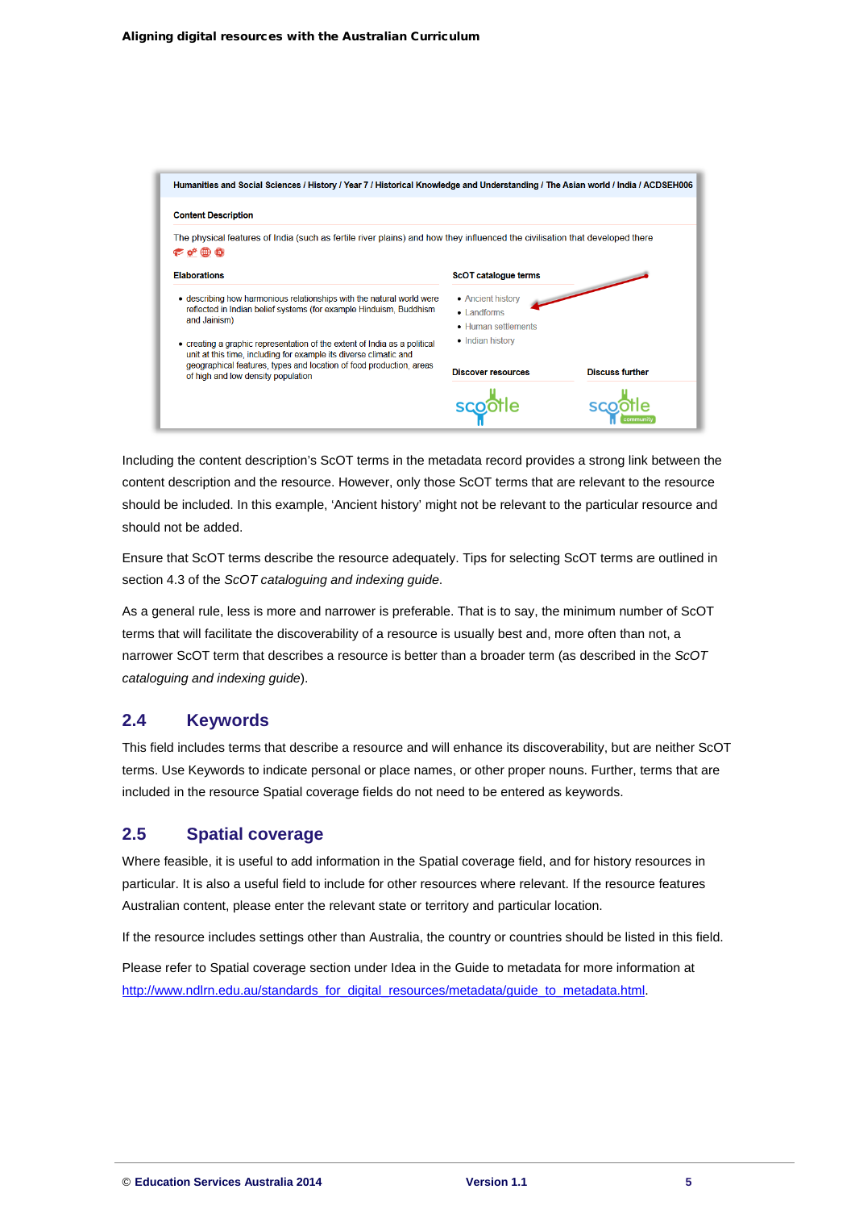Humanities and Social Sciences / History / Year 7 / Historical Knowledge and Understanding / The Asian world / India / ACDSEH006

**Content Description**

The physical features of India (such as fertile river plains) and how they influenced the civilisation that developed there

**Elaborations**

- describing how harmonious relationships with the natural world were reflected in Indian belief systems (for example Hinduism, Buddhism and Jainism)
- creating a graphic representation of the extent of India as a political unit at this time, including for example its diverse climatic and geographical features, types and location of food production, areas of high and low density population

**ScOT catalogue terms**

- Ancient history
- Landforms
- Human settlements
- Indian history

**Discover resources**

**Discuss further**

Including the content description's ScOT terms in the metadata record provides a strong link between the content description and the resource. However, only those ScOT terms that are relevant to the resource should be included. In this example, 'Ancient history' might not be relevant to the particular resource and should not be added.

Ensure that ScOT terms describe the resource adequately. Tips for selecting ScOT terms are outlined in section 4.3 of the *ScOT cataloguing and indexing guide*.

As a general rule, less is more and narrower is preferable. That is to say, the minimum number of ScOT terms that will facilitate the discoverability of a resource is usually best and, more often than not, a narrower ScOT term that describes a resource is better than a broader term (as described in the *ScOT cataloguing and indexing guide*).

## 2.4 Keywords

This field includes terms that describe a resource and will enhance its discoverability, but are neither ScOT terms. Use Keywords to indicate personal or place names, or other proper nouns. Further, terms that are included in the resource Spatial coverage fields do not need to be entered as keywords.

## 2.5 Spatial coverage

Where feasible, it is useful to add information in the Spatial coverage field, and for history resources in particular. It is also a useful field to include for other resources where relevant. If the resource features Australian content, please enter the relevant state or territory and particular location.

If the resource includes settings other than Australia, the country or countries should be listed in this field.

Please refer to Spatial coverage section under Idea in the Guide to metadata for more information at http://www.ndlrn.edu.au/standards_for_digital_resources/metadata/guide_to_metadata.html.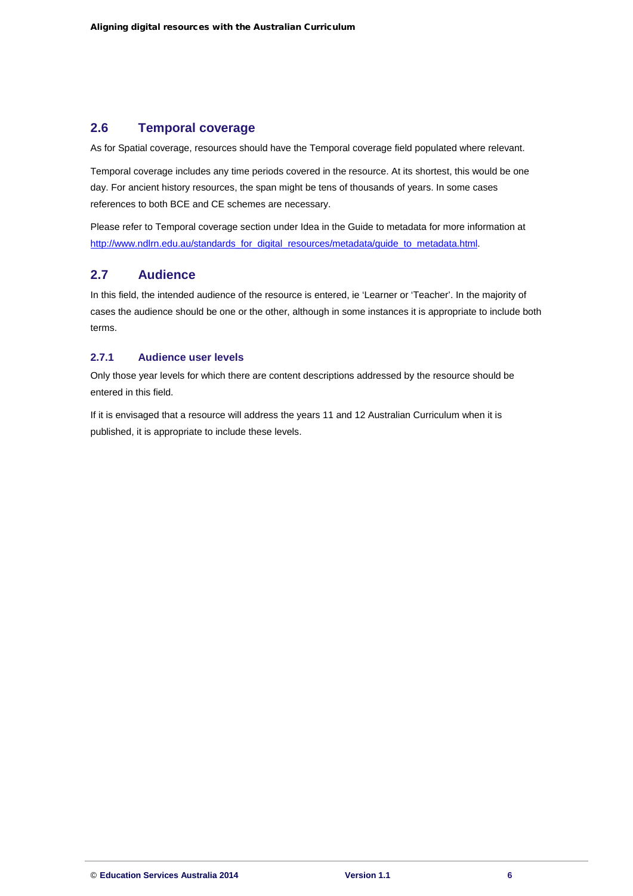## 2.6 Temporal coverage

As for Spatial coverage, resources should have the Temporal coverage field populated where relevant.

Temporal coverage includes any time periods covered in the resource. At its shortest, this would be one day. For ancient history resources, the span might be tens of thousands of years. In some cases references to both BCE and CE schemes are necessary.

Please refer to Temporal coverage section under Idea in the Guide to metadata for more information at [http://www.ndlrn.edu.au/standards_for_digital_resources/metadata/guide_to_metadata.html](http://www.ndlrn.edu.au/standards_for_digital_resources/metadata/guide_to_metadata.html).

## 2.7 Audience

In this field, the intended audience of the resource is entered, ie 'Learner or 'Teacher'. In the majority of cases the audience should be one or the other, although in some instances it is appropriate to include both terms.

### 2.7.1 Audience user levels

Only those year levels for which there are content descriptions addressed by the resource should be entered in this field.

If it is envisaged that a resource will address the years 11 and 12 Australian Curriculum when it is published, it is appropriate to include these levels.